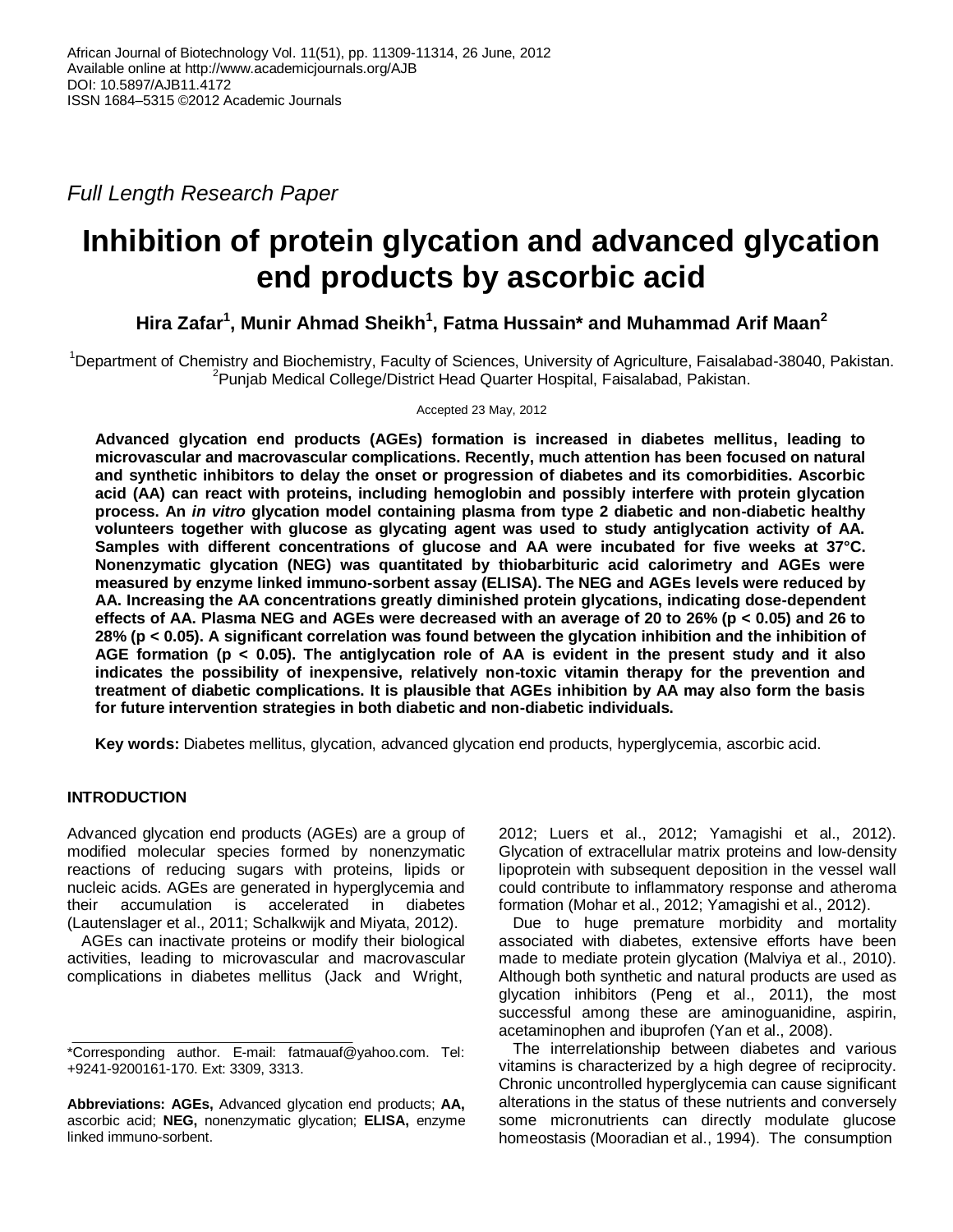African Journal of Biotechnology Vol. 11(51), pp. 11309-11314, 26 June, 2012
Available online at http://www.academicjournals.org/AJB
DOI: 10.5897/AJB11.4172
ISSN 1684–5315 ©2012 Academic Journals

*Full Length Research Paper*

# Inhibition of protein glycation and advanced glycation end products by ascorbic acid

**Hira Zafar[1], Munir Ahmad Sheikh[1], Fatma Hussain* and Muhammad Arif Maan[2]**

[1]Department of Chemistry and Biochemistry, Faculty of Sciences, University of Agriculture, Faisalabad-38040, Pakistan.
[2]Punjab Medical College/District Head Quarter Hospital, Faisalabad, Pakistan.

Accepted 23 May, 2012

**Advanced glycation end products (AGEs) formation is increased in diabetes mellitus, leading to microvascular and macrovascular complications. Recently, much attention has been focused on natural and synthetic inhibitors to delay the onset or progression of diabetes and its comorbidities. Ascorbic acid (AA) can react with proteins, including hemoglobin and possibly interfere with protein glycation process. An *in vitro* glycation model containing plasma from type 2 diabetic and non-diabetic healthy volunteers together with glucose as glycating agent was used to study antiglycation activity of AA. Samples with different concentrations of glucose and AA were incubated for five weeks at 37°C. Nonenzymatic glycation (NEG) was quantitated by thiobarbituric acid calorimetry and AGEs were measured by enzyme linked immuno-sorbent assay (ELISA). The NEG and AGEs levels were reduced by AA. Increasing the AA concentrations greatly diminished protein glycations, indicating dose-dependent effects of AA. Plasma NEG and AGEs were decreased with an average of 20 to 26% ($p < 0.05$) and 26 to 28% ($p < 0.05$). A significant correlation was found between the glycation inhibition and the inhibition of AGE formation ($p < 0.05$). The antiglycation role of AA is evident in the present study and it also indicates the possibility of inexpensive, relatively non-toxic vitamin therapy for the prevention and treatment of diabetic complications. It is plausible that AGEs inhibition by AA may also form the basis for future intervention strategies in both diabetic and non-diabetic individuals.**

**Key words:** Diabetes mellitus, glycation, advanced glycation end products, hyperglycemia, ascorbic acid.

## INTRODUCTION

Advanced glycation end products (AGEs) are a group of modified molecular species formed by nonenzymatic reactions of reducing sugars with proteins, lipids or nucleic acids. AGEs are generated in hyperglycemia and their accumulation is accelerated in diabetes (Lautenslager et al., 2011; Schalkwijk and Miyata, 2012).

AGEs can inactivate proteins or modify their biological activities, leading to microvascular and macrovascular complications in diabetes mellitus (Jack and Wright, 2012; Luers et al., 2012; Yamagishi et al., 2012). Glycation of extracellular matrix proteins and low-density lipoprotein with subsequent deposition in the vessel wall could contribute to inflammatory response and atheroma formation (Mohar et al., 2012; Yamagishi et al., 2012).

Due to huge premature morbidity and mortality associated with diabetes, extensive efforts have been made to mediate protein glycation (Malviya et al., 2010). Although both synthetic and natural products are used as glycation inhibitors (Peng et al., 2011), the most successful among these are aminoguanidine, aspirin, acetaminophen and ibuprofen (Yan et al., 2008).

The interrelationship between diabetes and various vitamins is characterized by a high degree of reciprocity. Chronic uncontrolled hyperglycemia can cause significant alterations in the status of these nutrients and conversely some micronutrients can directly modulate glucose homeostasis (Mooradian et al., 1994). The consumption

*Corresponding author. E-mail: fatmauaf@yahoo.com. Tel: +9241-9200161-170. Ext: 3309, 3313.

**Abbreviations: AGEs,** Advanced glycation end products; **AA,** ascorbic acid; **NEG,** nonenzymatic glycation; **ELISA,** enzyme linked immuno-sorbent.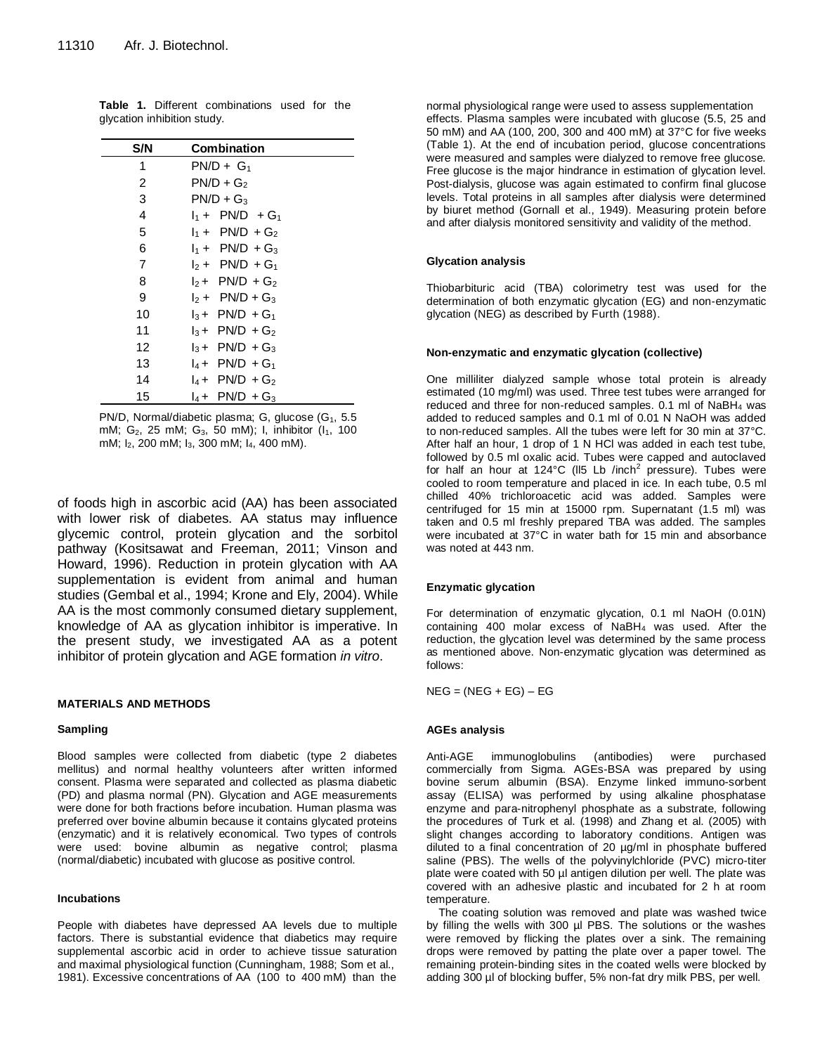**Table 1.** Different combinations used for the glycation inhibition study.

| S/N | Combination |
|---|---|
| 1 | PN/D + $G_1$ |
| 2 | PN/D + $G_2$ |
| 3 | PN/D + $G_3$ |
| 4 | $I_1$ + PN/D + $G_1$ |
| 5 | $I_1$ + PN/D + $G_2$ |
| 6 | $I_1$ + PN/D + $G_3$ |
| 7 | $I_2$ + PN/D + $G_1$ |
| 8 | $I_2$ + PN/D + $G_2$ |
| 9 | $I_2$ + PN/D + $G_3$ |
| 10 | $I_3$ + PN/D + $G_1$ |
| 11 | $I_3$ + PN/D + $G_2$ |
| 12 | $I_3$ + PN/D + $G_3$ |
| 13 | $I_4$ + PN/D + $G_1$ |
| 14 | $I_4$ + PN/D + $G_2$ |
| 15 | $I_4$ + PN/D + $G_3$ |

PN/D, Normal/diabetic plasma; G, glucose ($G_1$, 5.5 mM; $G_2$, 25 mM; $G_3$, 50 mM); I, inhibitor ($I_1$, 100 mM; $I_2$, 200 mM; $I_3$, 300 mM; $I_4$, 400 mM).

of foods high in ascorbic acid (AA) has been associated with lower risk of diabetes. AA status may influence glycemic control, protein glycation and the sorbitol pathway (Kositsawat and Freeman, 2011; Vinson and Howard, 1996). Reduction in protein glycation with AA supplementation is evident from animal and human studies (Gembal et al., 1994; Krone and Ely, 2004). While AA is the most commonly consumed dietary supplement, knowledge of AA as glycation inhibitor is imperative. In the present study, we investigated AA as a potent inhibitor of protein glycation and AGE formation *in vitro*.

## MATERIALS AND METHODS

### Sampling

Blood samples were collected from diabetic (type 2 diabetes mellitus) and normal healthy volunteers after written informed consent. Plasma were separated and collected as plasma diabetic (PD) and plasma normal (PN). Glycation and AGE measurements were done for both fractions before incubation. Human plasma was preferred over bovine albumin because it contains glycated proteins (enzymatic) and it is relatively economical. Two types of controls were used: bovine albumin as negative control; plasma (normal/diabetic) incubated with glucose as positive control.

### Incubations

People with diabetes have depressed AA levels due to multiple factors. There is substantial evidence that diabetics may require supplemental ascorbic acid in order to achieve tissue saturation and maximal physiological function (Cunningham, 1988; Som et al., 1981). Excessive concentrations of AA (100 to 400 mM) than the normal physiological range were used to assess supplementation effects. Plasma samples were incubated with glucose (5.5, 25 and 50 mM) and AA (100, 200, 300 and 400 mM) at 37°C for five weeks (Table 1). At the end of incubation period, glucose concentrations were measured and samples were dialyzed to remove free glucose. Free glucose is the major hindrance in estimation of glycation level. Post-dialysis, glucose was again estimated to confirm final glucose levels. Total proteins in all samples after dialysis were determined by biuret method (Gornall et al., 1949). Measuring protein before and after dialysis monitored sensitivity and validity of the method.

### Glycation analysis

Thiobarbituric acid (TBA) colorimetry test was used for the determination of both enzymatic glycation (EG) and non-enzymatic glycation (NEG) as described by Furth (1988).

### Non-enzymatic and enzymatic glycation (collective)

One milliliter dialyzed sample whose total protein is already estimated (10 mg/ml) was used. Three test tubes were arranged for reduced and three for non-reduced samples. 0.1 ml of $NaBH_4$ was added to reduced samples and 0.1 ml of 0.01 N NaOH was added to non-reduced samples. All the tubes were left for 30 min at 37°C. After half an hour, 1 drop of 1 N HCl was added in each test tube, followed by 0.5 ml oxalic acid. Tubes were capped and autoclaved for half an hour at 124°C (ll5 Lb /inch$^2$ pressure). Tubes were cooled to room temperature and placed in ice. In each tube, 0.5 ml chilled 40% trichloroacetic acid was added. Samples were centrifuged for 15 min at 15000 rpm. Supernatant (1.5 ml) was taken and 0.5 ml freshly prepared TBA was added. The samples were incubated at 37°C in water bath for 15 min and absorbance was noted at 443 nm.

### Enzymatic glycation

For determination of enzymatic glycation, 0.1 ml NaOH (0.01N) containing 400 molar excess of $NaBH_4$ was used. After the reduction, the glycation level was determined by the same process as mentioned above. Non-enzymatic glycation was determined as follows:

$$NEG = (NEG + EG) – EG$$

### AGEs analysis

Anti-AGE immunoglobulins (antibodies) were purchased commercially from Sigma. AGEs-BSA was prepared by using bovine serum albumin (BSA). Enzyme linked immuno-sorbent assay (ELISA) was performed by using alkaline phosphatase enzyme and para-nitrophenyl phosphate as a substrate, following the procedures of Turk et al. (1998) and Zhang et al. (2005) with slight changes according to laboratory conditions. Antigen was diluted to a final concentration of 20 µg/ml in phosphate buffered saline (PBS). The wells of the polyvinylchloride (PVC) micro-titer plate were coated with 50 µl antigen dilution per well. The plate was covered with an adhesive plastic and incubated for 2 h at room temperature.

The coating solution was removed and plate was washed twice by filling the wells with 300 µl PBS. The solutions or the washes were removed by flicking the plates over a sink. The remaining drops were removed by patting the plate over a paper towel. The remaining protein-binding sites in the coated wells were blocked by adding 300 µl of blocking buffer, 5% non-fat dry milk PBS, per well.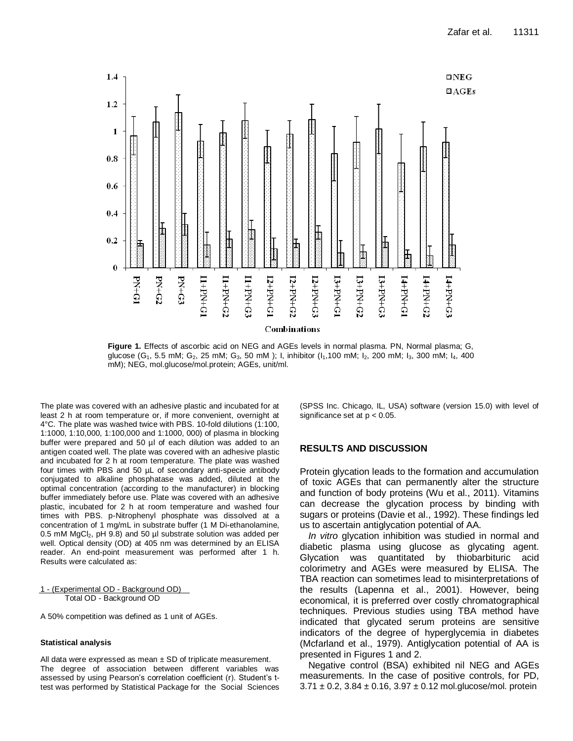**Figure 1.** Effects of ascorbic acid on NEG and AGEs levels in normal plasma. PN, Normal plasma; G, glucose ($G_1$, 5.5 mM; $G_2$, 25 mM; $G_3$, 50 mM ); I, inhibitor ($I_1$,100 mM; $I_2$, 200 mM; $I_3$, 300 mM; $I_4$, 400 mM); NEG, mol.glucose/mol.protein; AGEs, unit/ml.

The plate was covered with an adhesive plastic and incubated for at least 2 h at room temperature or, if more convenient, overnight at 4°C. The plate was washed twice with PBS. 10-fold dilutions (1:100, 1:1000, 1:10,000, 1:100,000 and 1:1000, 000) of plasma in blocking buffer were prepared and 50 µl of each dilution was added to an antigen coated well. The plate was covered with an adhesive plastic and incubated for 2 h at room temperature. The plate was washed four times with PBS and 50 µL of secondary anti-specie antibody conjugated to alkaline phosphatase was added, diluted at the optimal concentration (according to the manufacturer) in blocking buffer immediately before use. Plate was covered with an adhesive plastic, incubated for 2 h at room temperature and washed four times with PBS. p-Nitrophenyl phosphate was dissolved at a concentration of 1 mg/mL in substrate buffer (1 M Di-ethanolamine, 0.5 mM $MgCl_2$, pH 9.8) and 50 µl substrate solution was added per well. Optical density (OD) at 405 nm was determined by an ELISA reader. An end-point measurement was performed after 1 h. Results were calculated as:

$$1 - \frac{\text{(Experimental OD - Background OD)}}{\text{Total OD - Background OD}}$$

A 50% competition was defined as 1 unit of AGEs.

#### Statistical analysis

All data were expressed as mean ± SD of triplicate measurement. The degree of association between different variables was assessed by using Pearson's correlation coefficient (r). Student's t-test was performed by Statistical Package for the Social Sciences (SPSS Inc. Chicago, IL, USA) software (version 15.0) with level of significance set at $p < 0.05$.

## RESULTS AND DISCUSSION

Protein glycation leads to the formation and accumulation of toxic AGEs that can permanently alter the structure and function of body proteins (Wu et al., 2011). Vitamins can decrease the glycation process by binding with sugars or proteins (Davie et al., 1992). These findings led us to ascertain antiglycation potential of AA.

*In vitro* glycation inhibition was studied in normal and diabetic plasma using glucose as glycating agent. Glycation was quantitated by thiobarbituric acid colorimetry and AGEs were measured by ELISA. The TBA reaction can sometimes lead to misinterpretations of the results (Lapenna et al., 2001). However, being economical, it is preferred over costly chromatographical techniques. Previous studies using TBA method have indicated that glycated serum proteins are sensitive indicators of the degree of hyperglycemia in diabetes (Mcfarland et al., 1979). Antiglycation potential of AA is presented in Figures 1 and 2.

Negative control (BSA) exhibited nil NEG and AGEs measurements. In the case of positive controls, for PD, 3.71 ± 0.2, 3.84 ± 0.16, 3.97 ± 0.12 mol.glucose/mol. protein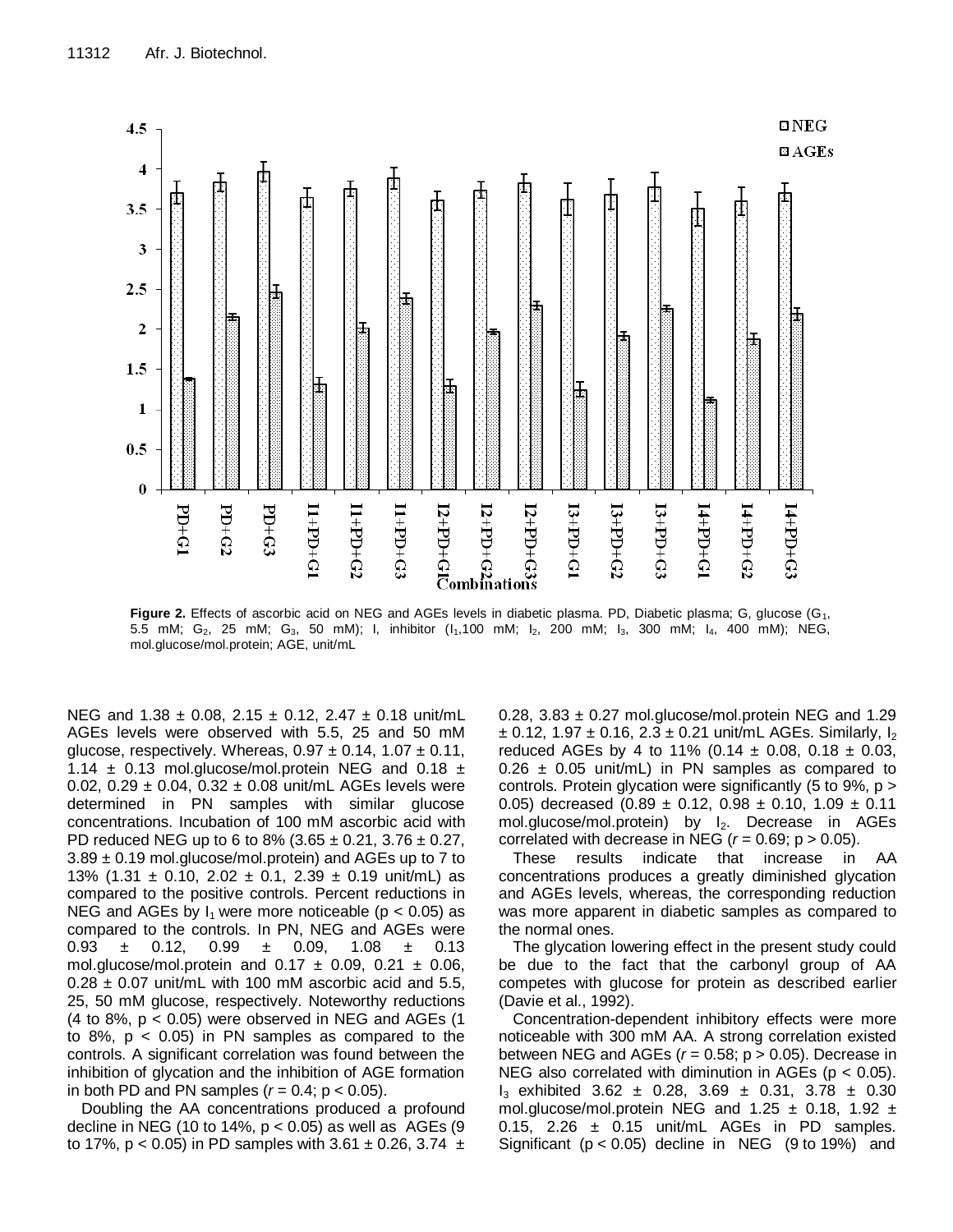**Figure 2.** Effects of ascorbic acid on NEG and AGEs levels in diabetic plasma. PD, Diabetic plasma; G, glucose ($G_1$, 5.5 mM; $G_2$, 25 mM; $G_3$, 50 mM); I, inhibitor ($I_1$, 100 mM; $I_2$, 200 mM; $I_3$, 300 mM; $I_4$, 400 mM); NEG, mol.glucose/mol.protein; AGE, unit/mL

NEG and 1.38 ± 0.08, 2.15 ± 0.12, 2.47 ± 0.18 unit/mL AGEs levels were observed with 5.5, 25 and 50 mM glucose, respectively. Whereas, 0.97 ± 0.14, 1.07 ± 0.11, 1.14 ± 0.13 mol.glucose/mol.protein NEG and 0.18 ± 0.02, 0.29 ± 0.04, 0.32 ± 0.08 unit/mL AGEs levels were determined in PN samples with similar glucose concentrations. Incubation of 100 mM ascorbic acid with PD reduced NEG up to 6 to 8% (3.65 ± 0.21, 3.76 ± 0.27, 3.89 ± 0.19 mol.glucose/mol.protein) and AGEs up to 7 to 13% (1.31 ± 0.10, 2.02 ± 0.1, 2.39 ± 0.19 unit/mL) as compared to the positive controls. Percent reductions in NEG and AGEs by $I_1$ were more noticeable ($p < 0.05$) as compared to the controls. In PN, NEG and AGEs were 0.93 ± 0.12, 0.99 ± 0.09, 1.08 ± 0.13 mol.glucose/mol.protein and 0.17 ± 0.09, 0.21 ± 0.06, 0.28 ± 0.07 unit/mL with 100 mM ascorbic acid and 5.5, 25, 50 mM glucose, respectively. Noteworthy reductions (4 to 8%, $p < 0.05$) were observed in NEG and AGEs (1 to 8%, $p < 0.05$) in PN samples as compared to the controls. A significant correlation was found between the inhibition of glycation and the inhibition of AGE formation in both PD and PN samples ($r = 0.4$; $p < 0.05$).

Doubling the AA concentrations produced a profound decline in NEG (10 to 14%, $p < 0.05$) as well as AGEs (9 to 17%, $p < 0.05$) in PD samples with 3.61 ± 0.26, 3.74 ± 0.28, 3.83 ± 0.27 mol.glucose/mol.protein NEG and 1.29 ± 0.12, 1.97 ± 0.16, 2.3 ± 0.21 unit/mL AGEs. Similarly, $I_2$ reduced AGEs by 4 to 11% (0.14 ± 0.08, 0.18 ± 0.03, 0.26 ± 0.05 unit/mL) in PN samples as compared to controls. Protein glycation were significantly (5 to 9%, $p > 0.05$) decreased (0.89 ± 0.12, 0.98 ± 0.10, 1.09 ± 0.11 mol.glucose/mol.protein) by $I_2$. Decrease in AGEs correlated with decrease in NEG ($r = 0.69$; $p > 0.05$).

These results indicate that increase in AA concentrations produces a greatly diminished glycation and AGEs levels, whereas, the corresponding reduction was more apparent in diabetic samples as compared to the normal ones.

The glycation lowering effect in the present study could be due to the fact that the carbonyl group of AA competes with glucose for protein as described earlier (Davie et al., 1992).

Concentration-dependent inhibitory effects were more noticeable with 300 mM AA. A strong correlation existed between NEG and AGEs ($r = 0.58$; $p > 0.05$). Decrease in NEG also correlated with diminution in AGEs ($p < 0.05$). $I_3$ exhibited 3.62 ± 0.28, 3.69 ± 0.31, 3.78 ± 0.30 mol.glucose/mol.protein NEG and 1.25 ± 0.18, 1.92 ± 0.15, 2.26 ± 0.15 unit/mL AGEs in PD samples. Significant ($p < 0.05$) decline in NEG (9 to 19%) and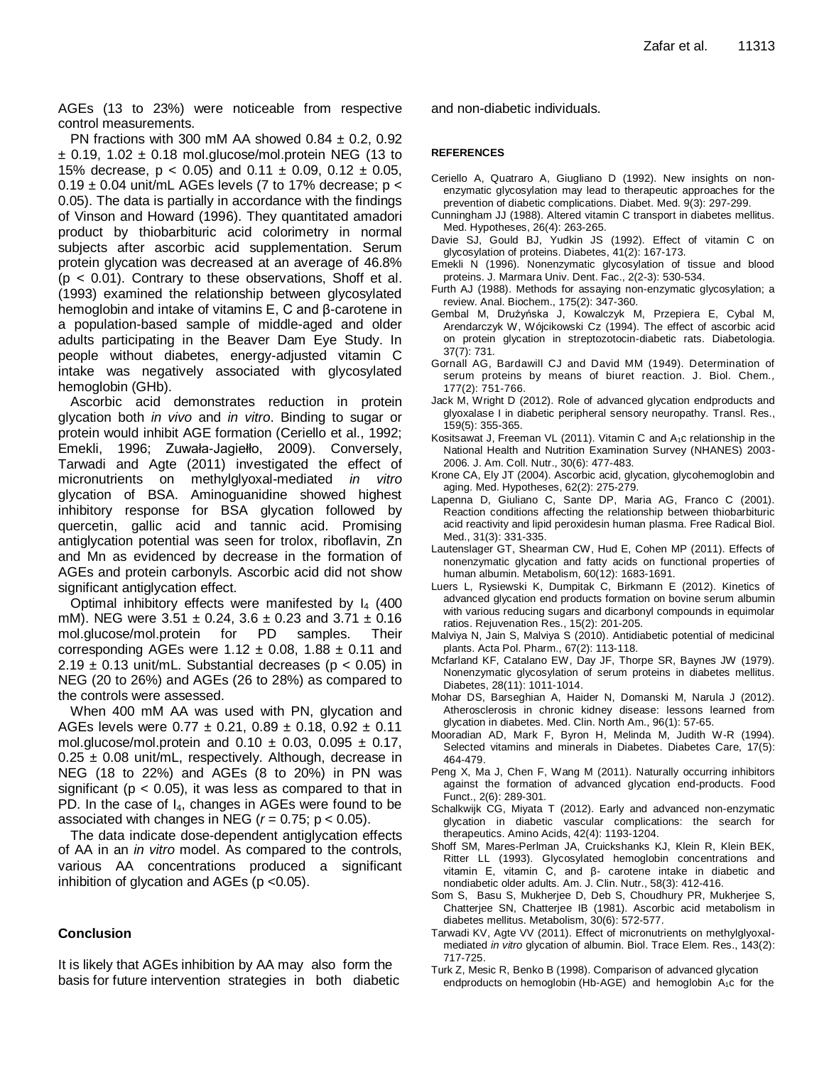AGEs (13 to 23%) were noticeable from respective control measurements.

PN fractions with 300 mM AA showed 0.84 ± 0.2, 0.92 ± 0.19, 1.02 ± 0.18 mol.glucose/mol.protein NEG (13 to 15% decrease, $p < 0.05$) and 0.11 ± 0.09, 0.12 ± 0.05, 0.19 ± 0.04 unit/mL AGEs levels (7 to 17% decrease; $p < 0.05$). The data is partially in accordance with the findings of Vinson and Howard (1996). They quantitated amadori product by thiobarbituric acid colorimetry in normal subjects after ascorbic acid supplementation. Serum protein glycation was decreased at an average of 46.8% ($p < 0.01$). Contrary to these observations, Shoff et al. (1993) examined the relationship between glycosylated hemoglobin and intake of vitamins E, C and β-carotene in a population-based sample of middle-aged and older adults participating in the Beaver Dam Eye Study. In people without diabetes, energy-adjusted vitamin C intake was negatively associated with glycosylated hemoglobin (GHb).

Ascorbic acid demonstrates reduction in protein glycation both *in vivo* and *in vitro*. Binding to sugar or protein would inhibit AGE formation (Ceriello et al., 1992; Emekli, 1996; Zuwała-Jagiełło, 2009). Conversely, Tarwadi and Agte (2011) investigated the effect of micronutrients on methylglyoxal-mediated *in vitro* glycation of BSA. Aminoguanidine showed highest inhibitory response for BSA glycation followed by quercetin, gallic acid and tannic acid. Promising antiglycation potential was seen for trolox, riboflavin, Zn and Mn as evidenced by decrease in the formation of AGEs and protein carbonyls. Ascorbic acid did not show significant antiglycation effect.

Optimal inhibitory effects were manifested by $I_4$ (400 mM). NEG were 3.51 ± 0.24, 3.6 ± 0.23 and 3.71 ± 0.16 mol.glucose/mol.protein for PD samples. Their corresponding AGEs were 1.12 ± 0.08, 1.88 ± 0.11 and 2.19 ± 0.13 unit/mL. Substantial decreases ($p < 0.05$) in NEG (20 to 26%) and AGEs (26 to 28%) as compared to the controls were assessed.

When 400 mM AA was used with PN, glycation and AGEs levels were 0.77 ± 0.21, 0.89 ± 0.18, 0.92 ± 0.11 mol.glucose/mol.protein and 0.10 ± 0.03, 0.095 ± 0.17, 0.25 ± 0.08 unit/mL, respectively. Although, decrease in NEG (18 to 22%) and AGEs (8 to 20%) in PN was significant ($p < 0.05$), it was less as compared to that in PD. In the case of $I_4$, changes in AGEs were found to be associated with changes in NEG ($r = 0.75$; $p < 0.05$).

The data indicate dose-dependent antiglycation effects of AA in an *in vitro* model. As compared to the controls, various AA concentrations produced a significant inhibition of glycation and AGEs ($p < 0.05$).

## Conclusion

It is likely that AGEs inhibition by AA may also form the basis for future intervention strategies in both diabetic and non-diabetic individuals.

## REFERENCES

Ceriello A, Quatraro A, Giugliano D (1992). New insights on non-enzymatic glycosylation may lead to therapeutic approaches for the prevention of diabetic complications. Diabet. Med. 9(3): 297-299.

Cunningham JJ (1988). Altered vitamin C transport in diabetes mellitus. Med. Hypotheses, 26(4): 263-265.

Davie SJ, Gould BJ, Yudkin JS (1992). Effect of vitamin C on glycosylation of proteins. Diabetes, 41(2): 167-173.

Emekli N (1996). Nonenzymatic glycosylation of tissue and blood proteins. J. Marmara Univ. Dent. Fac., 2(2-3): 530-534.

Furth AJ (1988). Methods for assaying non-enzymatic glycosylation; a review. Anal. Biochem., 175(2): 347-360.

Gembal M, Drużyńska J, Kowalczyk M, Przepiera E, Cybal M, Arendarczyk W, Wójcikowski Cz (1994). The effect of ascorbic acid on protein glycation in streptozotocin-diabetic rats. Diabetologia. 37(7): 731.

Gornall AG, Bardawill CJ and David MM (1949). Determination of serum proteins by means of biuret reaction. J. Biol. Chem., 177(2): 751-766.

Jack M, Wright D (2012). Role of advanced glycation endproducts and glyoxalase I in diabetic peripheral sensory neuropathy. Transl. Res., 159(5): 355-365.

Kositsawat J, Freeman VL (2011). Vitamin C and $A_1c$ relationship in the National Health and Nutrition Examination Survey (NHANES) 2003-2006. J. Am. Coll. Nutr., 30(6): 477-483.

Krone CA, Ely JT (2004). Ascorbic acid, glycation, glycohemoglobin and aging. Med. Hypotheses, 62(2): 275-279.

Lapenna D, Giuliano C, Sante DP, Maria AG, Franco C (2001). Reaction conditions affecting the relationship between thiobarbituric acid reactivity and lipid peroxidesin human plasma. Free Radical Biol. Med., 31(3): 331-335.

Lautenslager GT, Shearman CW, Hud E, Cohen MP (2011). Effects of nonenzymatic glycation and fatty acids on functional properties of human albumin. Metabolism, 60(12): 1683-1691.

Luers L, Rysiewski K, Dumpitak C, Birkmann E (2012). Kinetics of advanced glycation end products formation on bovine serum albumin with various reducing sugars and dicarbonyl compounds in equimolar ratios. Rejuvenation Res., 15(2): 201-205.

Malviya N, Jain S, Malviya S (2010). Antidiabetic potential of medicinal plants. Acta Pol. Pharm., 67(2): 113-118.

Mcfarland KF, Catalano EW, Day JF, Thorpe SR, Baynes JW (1979). Nonenzymatic glycosylation of serum proteins in diabetes mellitus. Diabetes, 28(11): 1011-1014.

Mohar DS, Barseghian A, Haider N, Domanski M, Narula J (2012). Atherosclerosis in chronic kidney disease: lessons learned from glycation in diabetes. Med. Clin. North Am., 96(1): 57-65.

Mooradian AD, Mark F, Byron H, Melinda M, Judith W-R (1994). Selected vitamins and minerals in Diabetes. Diabetes Care, 17(5): 464-479.

Peng X, Ma J, Chen F, Wang M (2011). Naturally occurring inhibitors against the formation of advanced glycation end-products. Food Funct., 2(6): 289-301.

Schalkwijk CG, Miyata T (2012). Early and advanced non-enzymatic glycation in diabetic vascular complications: the search for therapeutics. Amino Acids, 42(4): 1193-1204.

Shoff SM, Mares-Perlman JA, Cruickshanks KJ, Klein R, Klein BEK, Ritter LL (1993). Glycosylated hemoglobin concentrations and vitamin E, vitamin C, and β- carotene intake in diabetic and nondiabetic older adults. Am. J. Clin. Nutr., 58(3): 412-416.

Som S, Basu S, Mukherjee D, Deb S, Choudhury PR, Mukherjee S, Chatterjee SN, Chatterjee IB (1981). Ascorbic acid metabolism in diabetes mellitus. Metabolism, 30(6): 572-577.

Tarwadi KV, Agte VV (2011). Effect of micronutrients on methylglyoxal-mediated *in vitro* glycation of albumin. Biol. Trace Elem. Res., 143(2): 717-725.

Turk Z, Mesic R, Benko B (1998). Comparison of advanced glycation endproducts on hemoglobin (Hb-AGE) and hemoglobin $A_1c$ for the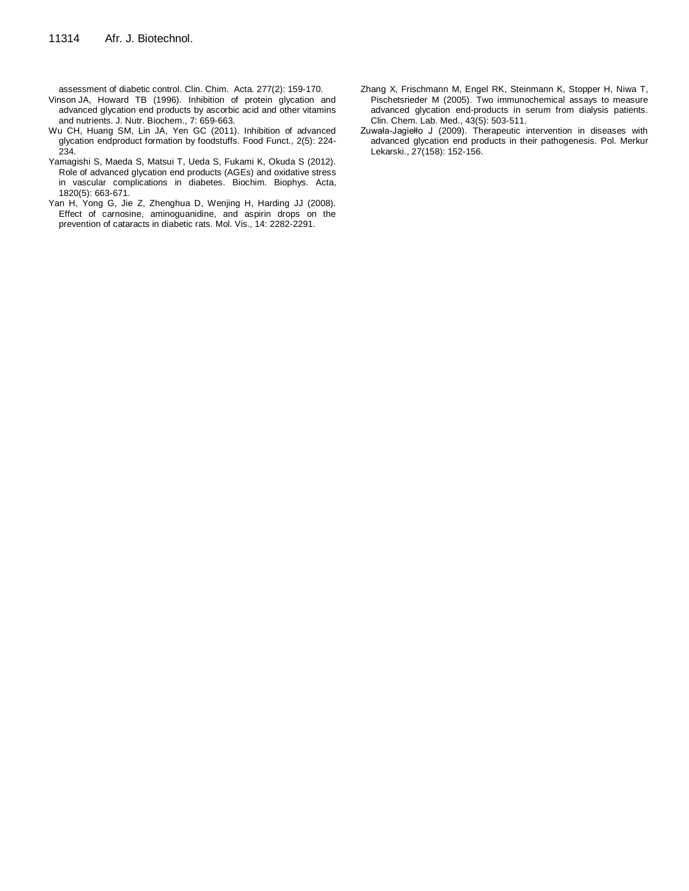assessment of diabetic control. Clin. Chim. Acta. 277(2): 159-170.

Vinson JA, Howard TB (1996). Inhibition of protein glycation and advanced glycation end products by ascorbic acid and other vitamins and nutrients. J. Nutr. Biochem., 7: 659-663.

Wu CH, Huang SM, Lin JA, Yen GC (2011). Inhibition of advanced glycation endproduct formation by foodstuffs. Food Funct., 2(5): 224-234.

Yamagishi S, Maeda S, Matsui T, Ueda S, Fukami K, Okuda S (2012). Role of advanced glycation end products (AGEs) and oxidative stress in vascular complications in diabetes. Biochim. Biophys. Acta, 1820(5): 663-671.

Yan H, Yong G, Jie Z, Zhenghua D, Wenjing H, Harding JJ (2008). Effect of carnosine, aminoguanidine, and aspirin drops on the prevention of cataracts in diabetic rats. Mol. Vis., 14: 2282-2291.

Zhang X, Frischmann M, Engel RK, Steinmann K, Stopper H, Niwa T, Pischetsrieder M (2005). Two immunochemical assays to measure advanced glycation end-products in serum from dialysis patients. Clin. Chem. Lab. Med., 43(5): 503-511.

Zuwała-Jagiełło J (2009). Therapeutic intervention in diseases with advanced glycation end products in their pathogenesis. Pol. Merkur Lekarski., 27(158): 152-156.